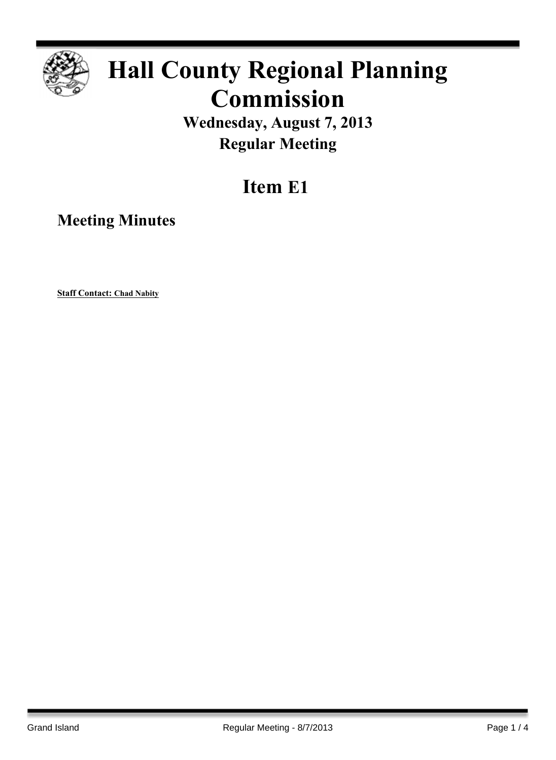# Hall County Regional Planning Commission

## Wednesday, August 7, 2013

## Regular Meeting

# Item E1

## Meeting Minutes

**Staff Contact: Chad Nabity**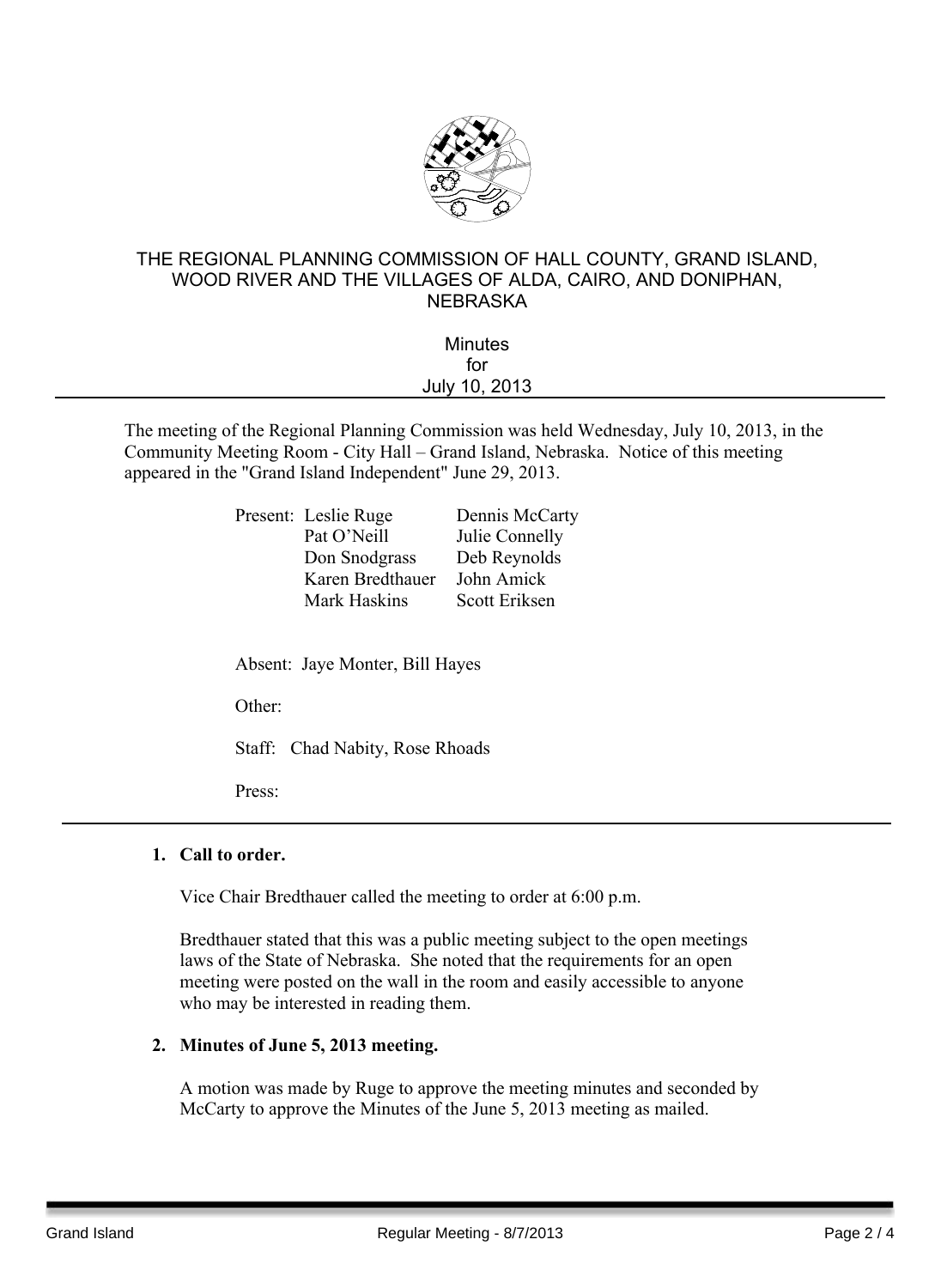# THE REGIONAL PLANNING COMMISSION OF HALL COUNTY, GRAND ISLAND, WOOD RIVER AND THE VILLAGES OF ALDA, CAIRO, AND DONIPHAN, NEBRASKA

Minutes
for
July 10, 2013

---

The meeting of the Regional Planning Commission was held Wednesday, July 10, 2013, in the Community Meeting Room - City Hall – Grand Island, Nebraska. Notice of this meeting appeared in the "Grand Island Independent" June 29, 2013.

| | | |
|---|---|---|
| Present: | Leslie Ruge | Dennis McCarty |
| | Pat O'Neill | Julie Connelly |
| | Don Snodgrass | Deb Reynolds |
| | Karen Bredthauer | John Amick |
| | Mark Haskins | Scott Eriksen |

Absent: Jaye Monter, Bill Hayes

Other:

Staff: Chad Nabity, Rose Rhoads

Press:

---

**1. Call to order.**

Vice Chair Bredthauer called the meeting to order at 6:00 p.m.

Bredthauer stated that this was a public meeting subject to the open meetings laws of the State of Nebraska. She noted that the requirements for an open meeting were posted on the wall in the room and easily accessible to anyone who may be interested in reading them.

**2. Minutes of June 5, 2013 meeting.**

A motion was made by Ruge to approve the meeting minutes and seconded by McCarty to approve the Minutes of the June 5, 2013 meeting as mailed.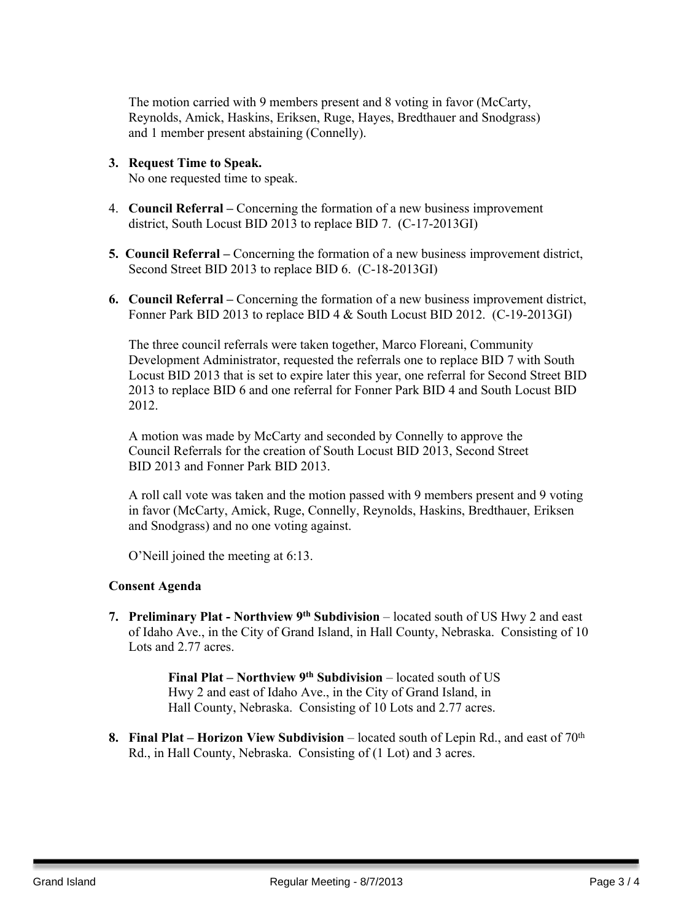The motion carried with 9 members present and 8 voting in favor (McCarty, Reynolds, Amick, Haskins, Eriksen, Ruge, Hayes, Bredthauer and Snodgrass) and 1 member present abstaining (Connelly).

3. **Request Time to Speak.**
   No one requested time to speak.

4. **Council Referral –** Concerning the formation of a new business improvement district, South Locust BID 2013 to replace BID 7. (C-17-2013GI)

5. **Council Referral –** Concerning the formation of a new business improvement district, Second Street BID 2013 to replace BID 6. (C-18-2013GI)

6. **Council Referral –** Concerning the formation of a new business improvement district, Fonner Park BID 2013 to replace BID 4 & South Locust BID 2012. (C-19-2013GI)

   The three council referrals were taken together, Marco Floreani, Community Development Administrator, requested the referrals one to replace BID 7 with South Locust BID 2013 that is set to expire later this year, one referral for Second Street BID 2013 to replace BID 6 and one referral for Fonner Park BID 4 and South Locust BID 2012.

   A motion was made by McCarty and seconded by Connelly to approve the Council Referrals for the creation of South Locust BID 2013, Second Street BID 2013 and Fonner Park BID 2013.

   A roll call vote was taken and the motion passed with 9 members present and 9 voting in favor (McCarty, Amick, Ruge, Connelly, Reynolds, Haskins, Bredthauer, Eriksen and Snodgrass) and no one voting against.

   O'Neill joined the meeting at 6:13.

**Consent Agenda**

7. **Preliminary Plat - Northview 9th Subdivision** – located south of US Hwy 2 and east of Idaho Ave., in the City of Grand Island, in Hall County, Nebraska. Consisting of 10 Lots and 2.77 acres.

   **Final Plat – Northview 9th Subdivision** – located south of US Hwy 2 and east of Idaho Ave., in the City of Grand Island, in Hall County, Nebraska. Consisting of 10 Lots and 2.77 acres.

8. **Final Plat – Horizon View Subdivision** – located south of Lepin Rd., and east of 70th Rd., in Hall County, Nebraska. Consisting of (1 Lot) and 3 acres.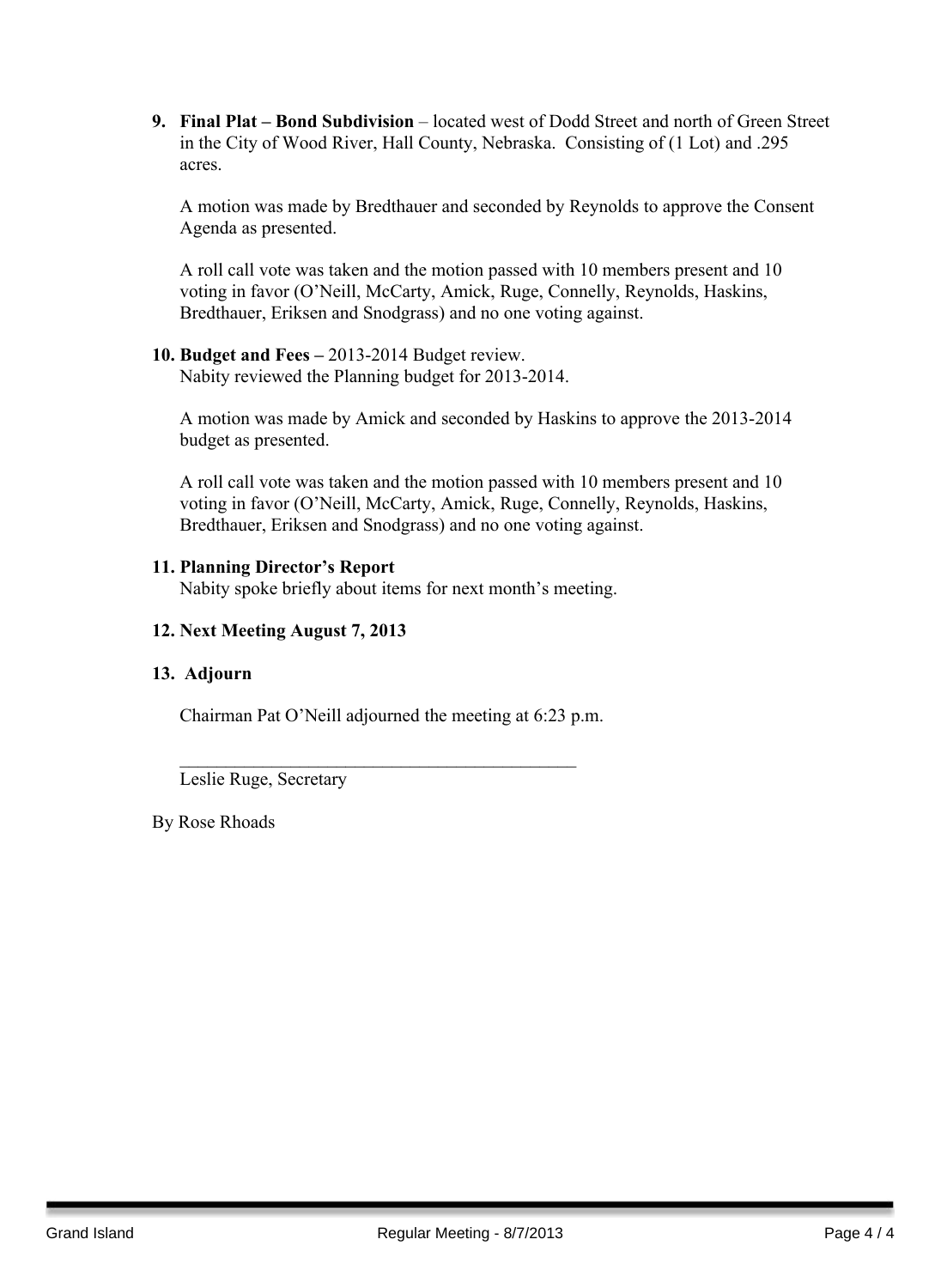9. **Final Plat – Bond Subdivision** – located west of Dodd Street and north of Green Street in the City of Wood River, Hall County, Nebraska. Consisting of (1 Lot) and .295 acres.

   A motion was made by Bredthauer and seconded by Reynolds to approve the Consent Agenda as presented.

   A roll call vote was taken and the motion passed with 10 members present and 10 voting in favor (O'Neill, McCarty, Amick, Ruge, Connelly, Reynolds, Haskins, Bredthauer, Eriksen and Snodgrass) and no one voting against.

10. **Budget and Fees –** 2013-2014 Budget review.
    Nabity reviewed the Planning budget for 2013-2014.

    A motion was made by Amick and seconded by Haskins to approve the 2013-2014 budget as presented.

    A roll call vote was taken and the motion passed with 10 members present and 10 voting in favor (O'Neill, McCarty, Amick, Ruge, Connelly, Reynolds, Haskins, Bredthauer, Eriksen and Snodgrass) and no one voting against.

11. **Planning Director's Report**
    Nabity spoke briefly about items for next month's meeting.

12. **Next Meeting August 7, 2013**

13. **Adjourn**

    Chairman Pat O'Neill adjourned the meeting at 6:23 p.m.

    ___________________________________________
    Leslie Ruge, Secretary

By Rose Rhoads